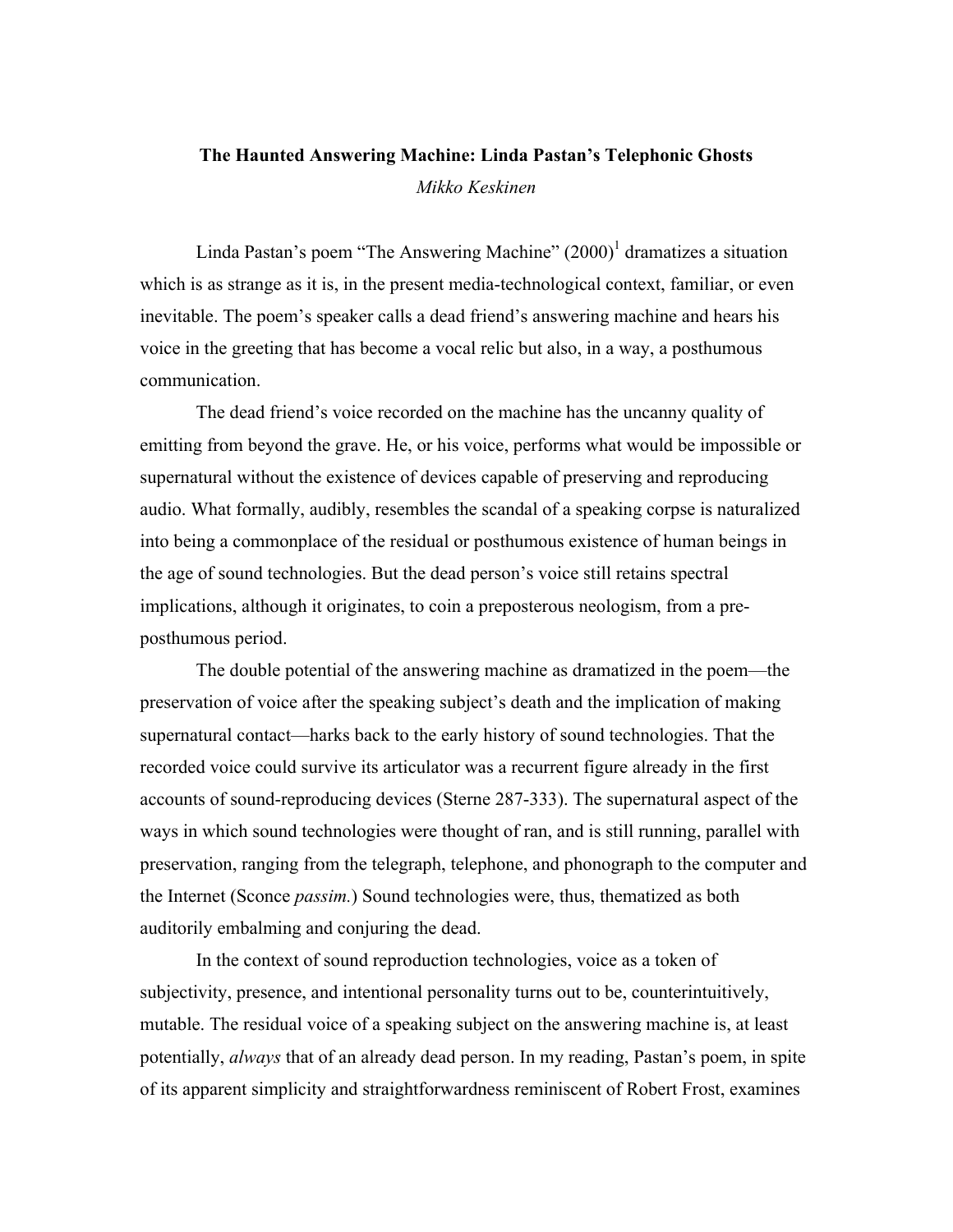# The Haunted Answering Machine: Linda Pastan's Telephonic Ghosts

*Mikko Keskinen*

Linda Pastan's poem "The Answering Machine" (2000)[1] dramatizes a situation which is as strange as it is, in the present media-technological context, familiar, or even inevitable. The poem's speaker calls a dead friend's answering machine and hears his voice in the greeting that has become a vocal relic but also, in a way, a posthumous communication.

The dead friend's voice recorded on the machine has the uncanny quality of emitting from beyond the grave. He, or his voice, performs what would be impossible or supernatural without the existence of devices capable of preserving and reproducing audio. What formally, audibly, resembles the scandal of a speaking corpse is naturalized into being a commonplace of the residual or posthumous existence of human beings in the age of sound technologies. But the dead person's voice still retains spectral implications, although it originates, to coin a preposterous neologism, from a pre-posthumous period.

The double potential of the answering machine as dramatized in the poem—the preservation of voice after the speaking subject's death and the implication of making supernatural contact—harks back to the early history of sound technologies. That the recorded voice could survive its articulator was a recurrent figure already in the first accounts of sound-reproducing devices (Sterne 287-333). The supernatural aspect of the ways in which sound technologies were thought of ran, and is still running, parallel with preservation, ranging from the telegraph, telephone, and phonograph to the computer and the Internet (Sconce *passim.*) Sound technologies were, thus, thematized as both auditorily embalming and conjuring the dead.

In the context of sound reproduction technologies, voice as a token of subjectivity, presence, and intentional personality turns out to be, counterintuitively, mutable. The residual voice of a speaking subject on the answering machine is, at least potentially, *always* that of an already dead person. In my reading, Pastan's poem, in spite of its apparent simplicity and straightforwardness reminiscent of Robert Frost, examines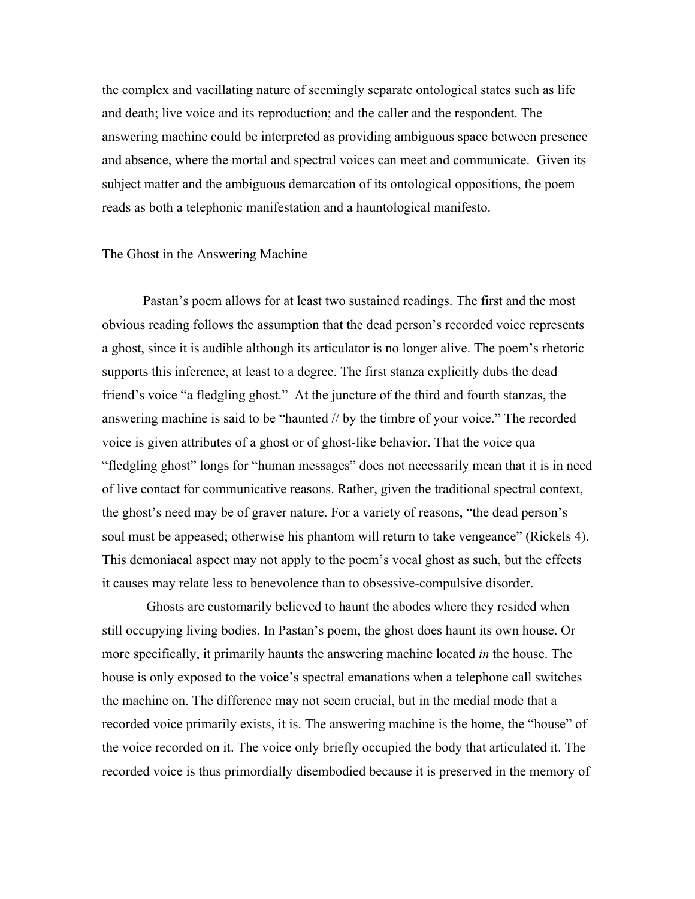the complex and vacillating nature of seemingly separate ontological states such as life and death; live voice and its reproduction; and the caller and the respondent. The answering machine could be interpreted as providing ambiguous space between presence and absence, where the mortal and spectral voices can meet and communicate. Given its subject matter and the ambiguous demarcation of its ontological oppositions, the poem reads as both a telephonic manifestation and a hauntological manifesto.

## The Ghost in the Answering Machine

Pastan's poem allows for at least two sustained readings. The first and the most obvious reading follows the assumption that the dead person's recorded voice represents a ghost, since it is audible although its articulator is no longer alive. The poem's rhetoric supports this inference, at least to a degree. The first stanza explicitly dubs the dead friend's voice "a fledgling ghost." At the juncture of the third and fourth stanzas, the answering machine is said to be "haunted // by the timbre of your voice." The recorded voice is given attributes of a ghost or of ghost-like behavior. That the voice qua "fledgling ghost" longs for "human messages" does not necessarily mean that it is in need of live contact for communicative reasons. Rather, given the traditional spectral context, the ghost's need may be of graver nature. For a variety of reasons, "the dead person's soul must be appeased; otherwise his phantom will return to take vengeance" (Rickels 4). This demoniacal aspect may not apply to the poem's vocal ghost as such, but the effects it causes may relate less to benevolence than to obsessive-compulsive disorder.

Ghosts are customarily believed to haunt the abodes where they resided when still occupying living bodies. In Pastan's poem, the ghost does haunt its own house. Or more specifically, it primarily haunts the answering machine located *in* the house. The house is only exposed to the voice's spectral emanations when a telephone call switches the machine on. The difference may not seem crucial, but in the medial mode that a recorded voice primarily exists, it is. The answering machine is the home, the "house" of the voice recorded on it. The voice only briefly occupied the body that articulated it. The recorded voice is thus primordially disembodied because it is preserved in the memory of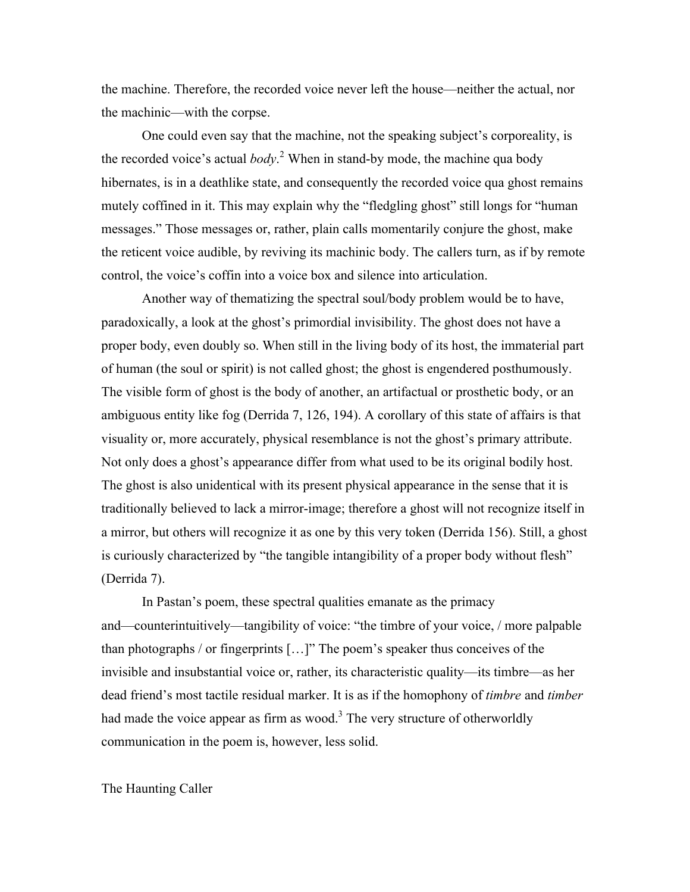the machine. Therefore, the recorded voice never left the house—neither the actual, nor the machinic—with the corpse.

One could even say that the machine, not the speaking subject's corporeality, is the recorded voice's actual *body*.[2] When in stand-by mode, the machine qua body hibernates, is in a deathlike state, and consequently the recorded voice qua ghost remains mutely coffined in it. This may explain why the "fledgling ghost" still longs for "human messages." Those messages or, rather, plain calls momentarily conjure the ghost, make the reticent voice audible, by reviving its machinic body. The callers turn, as if by remote control, the voice's coffin into a voice box and silence into articulation.

Another way of thematizing the spectral soul/body problem would be to have, paradoxically, a look at the ghost's primordial invisibility. The ghost does not have a proper body, even doubly so. When still in the living body of its host, the immaterial part of human (the soul or spirit) is not called ghost; the ghost is engendered posthumously. The visible form of ghost is the body of another, an artifactual or prosthetic body, or an ambiguous entity like fog (Derrida 7, 126, 194). A corollary of this state of affairs is that visuality or, more accurately, physical resemblance is not the ghost's primary attribute. Not only does a ghost's appearance differ from what used to be its original bodily host. The ghost is also unidentical with its present physical appearance in the sense that it is traditionally believed to lack a mirror-image; therefore a ghost will not recognize itself in a mirror, but others will recognize it as one by this very token (Derrida 156). Still, a ghost is curiously characterized by "the tangible intangibility of a proper body without flesh" (Derrida 7).

In Pastan's poem, these spectral qualities emanate as the primacy and—counterintuitively—tangibility of voice: "the timbre of your voice, / more palpable than photographs / or fingerprints […]" The poem's speaker thus conceives of the invisible and insubstantial voice or, rather, its characteristic quality—its timbre—as her dead friend's most tactile residual marker. It is as if the homophony of *timbre* and *timber* had made the voice appear as firm as wood.[3] The very structure of otherworldly communication in the poem is, however, less solid.

## The Haunting Caller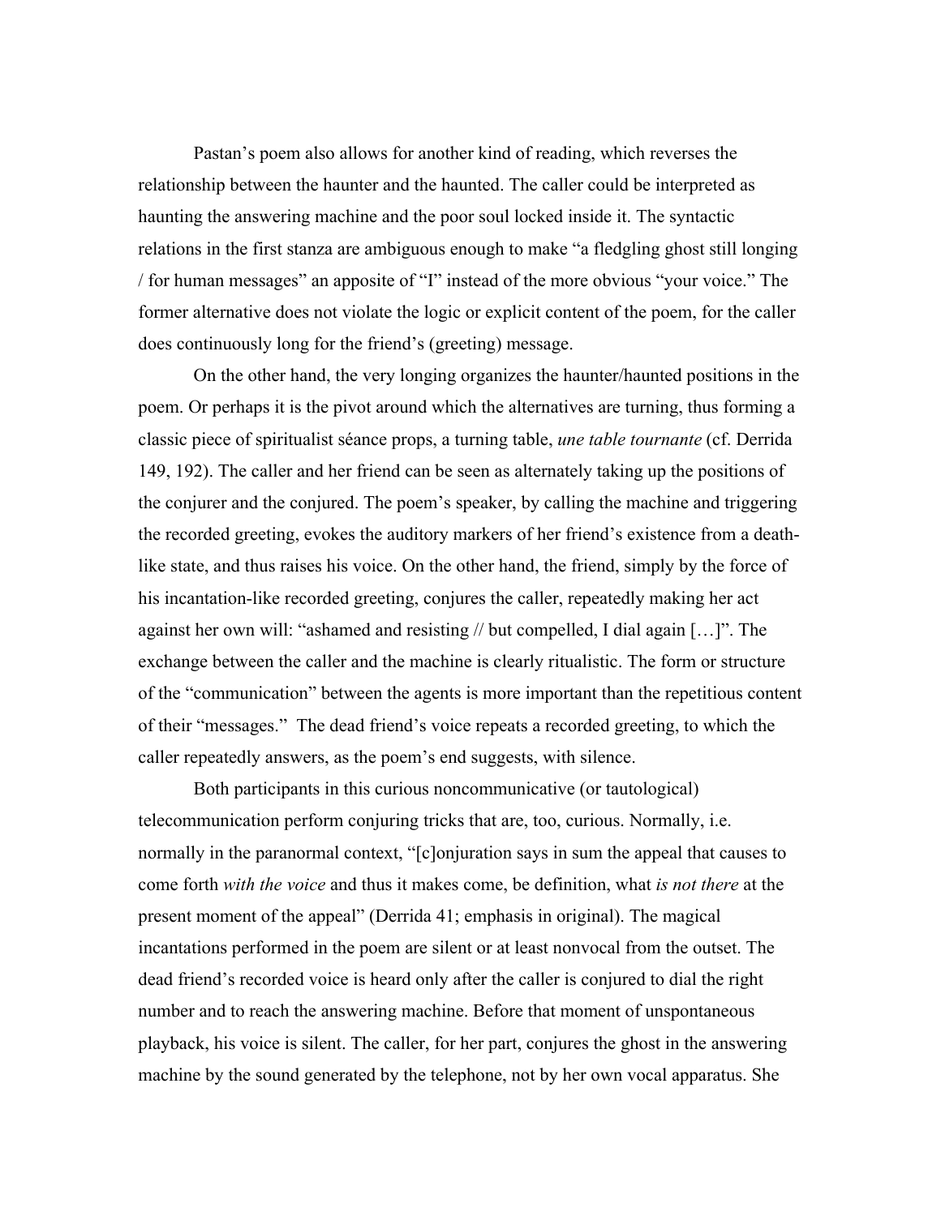Pastan's poem also allows for another kind of reading, which reverses the relationship between the haunter and the haunted. The caller could be interpreted as haunting the answering machine and the poor soul locked inside it. The syntactic relations in the first stanza are ambiguous enough to make "a fledgling ghost still longing / for human messages" an apposite of "I" instead of the more obvious "your voice." The former alternative does not violate the logic or explicit content of the poem, for the caller does continuously long for the friend's (greeting) message.

On the other hand, the very longing organizes the haunter/haunted positions in the poem. Or perhaps it is the pivot around which the alternatives are turning, thus forming a classic piece of spiritualist séance props, a turning table, *une table tournante* (cf. Derrida 149, 192). The caller and her friend can be seen as alternately taking up the positions of the conjurer and the conjured. The poem's speaker, by calling the machine and triggering the recorded greeting, evokes the auditory markers of her friend's existence from a death-like state, and thus raises his voice. On the other hand, the friend, simply by the force of his incantation-like recorded greeting, conjures the caller, repeatedly making her act against her own will: "ashamed and resisting // but compelled, I dial again […]". The exchange between the caller and the machine is clearly ritualistic. The form or structure of the "communication" between the agents is more important than the repetitious content of their "messages." The dead friend's voice repeats a recorded greeting, to which the caller repeatedly answers, as the poem's end suggests, with silence.

Both participants in this curious noncommunicative (or tautological) telecommunication perform conjuring tricks that are, too, curious. Normally, i.e. normally in the paranormal context, "[c]onjuration says in sum the appeal that causes to come forth *with the voice* and thus it makes come, be definition, what *is not there* at the present moment of the appeal" (Derrida 41; emphasis in original). The magical incantations performed in the poem are silent or at least nonvocal from the outset. The dead friend's recorded voice is heard only after the caller is conjured to dial the right number and to reach the answering machine. Before that moment of unspontaneous playback, his voice is silent. The caller, for her part, conjures the ghost in the answering machine by the sound generated by the telephone, not by her own vocal apparatus. She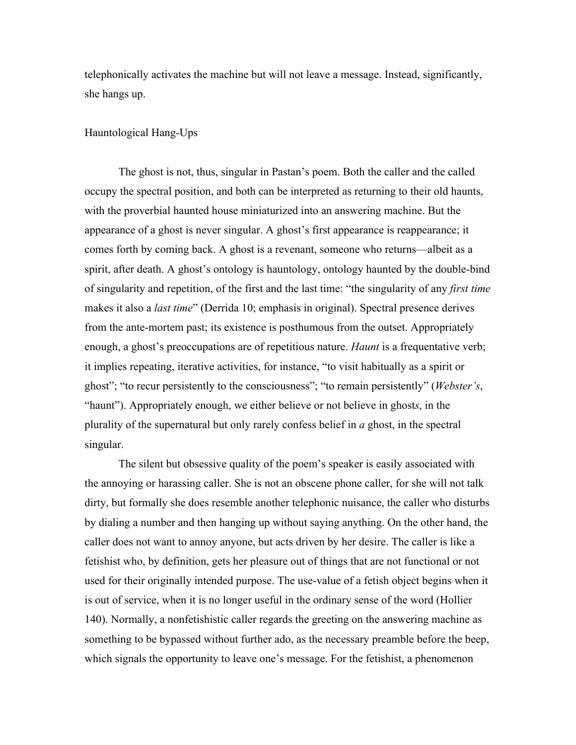telephonically activates the machine but will not leave a message. Instead, significantly, she hangs up.

## Hauntological Hang-Ups

The ghost is not, thus, singular in Pastan's poem. Both the caller and the called occupy the spectral position, and both can be interpreted as returning to their old haunts, with the proverbial haunted house miniaturized into an answering machine. But the appearance of a ghost is never singular. A ghost's first appearance is reappearance; it comes forth by coming back. A ghost is a revenant, someone who returns—albeit as a spirit, after death. A ghost's ontology is hauntology, ontology haunted by the double-bind of singularity and repetition, of the first and the last time: "the singularity of any *first time* makes it also a *last time*" (Derrida 10; emphasis in original). Spectral presence derives from the ante-mortem past; its existence is posthumous from the outset. Appropriately enough, a ghost's preoccupations are of repetitious nature. *Haunt* is a frequentative verb; it implies repeating, iterative activities, for instance, "to visit habitually as a spirit or ghost"; "to recur persistently to the consciousness"; "to remain persistently" (*Webster's*, "haunt"). Appropriately enough, we either believe or not believe in ghost*s*, in the plurality of the supernatural but only rarely confess belief in *a* ghost, in the spectral singular.

The silent but obsessive quality of the poem's speaker is easily associated with the annoying or harassing caller. She is not an obscene phone caller, for she will not talk dirty, but formally she does resemble another telephonic nuisance, the caller who disturbs by dialing a number and then hanging up without saying anything. On the other hand, the caller does not want to annoy anyone, but acts driven by her desire. The caller is like a fetishist who, by definition, gets her pleasure out of things that are not functional or not used for their originally intended purpose. The use-value of a fetish object begins when it is out of service, when it is no longer useful in the ordinary sense of the word (Hollier 140). Normally, a nonfetishistic caller regards the greeting on the answering machine as something to be bypassed without further ado, as the necessary preamble before the beep, which signals the opportunity to leave one's message. For the fetishist, a phenomenon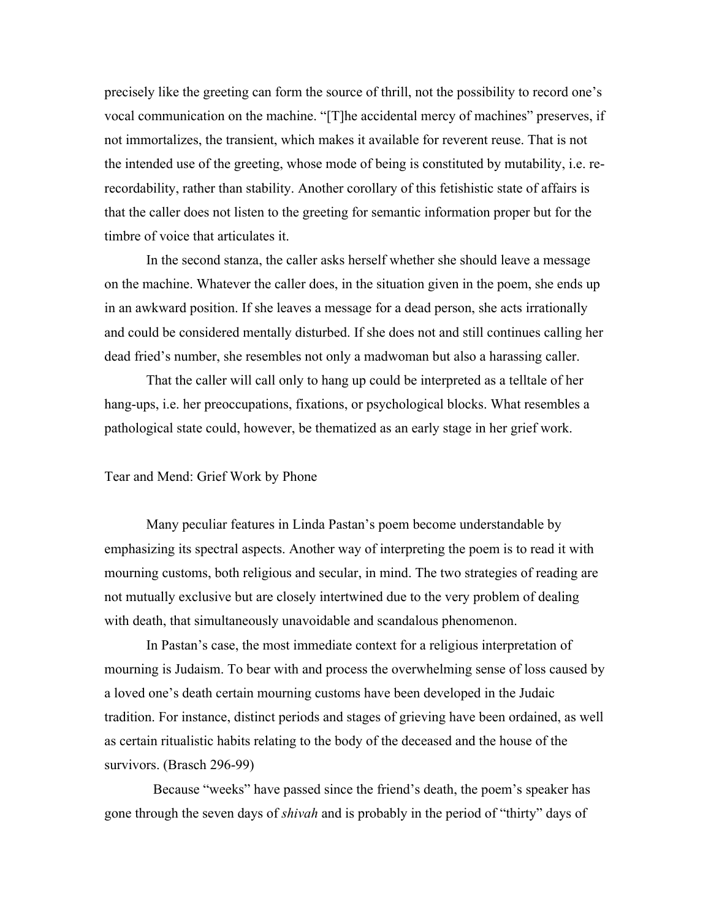precisely like the greeting can form the source of thrill, not the possibility to record one's vocal communication on the machine. "[T]he accidental mercy of machines" preserves, if not immortalizes, the transient, which makes it available for reverent reuse. That is not the intended use of the greeting, whose mode of being is constituted by mutability, i.e. re-recordability, rather than stability. Another corollary of this fetishistic state of affairs is that the caller does not listen to the greeting for semantic information proper but for the timbre of voice that articulates it.

In the second stanza, the caller asks herself whether she should leave a message on the machine. Whatever the caller does, in the situation given in the poem, she ends up in an awkward position. If she leaves a message for a dead person, she acts irrationally and could be considered mentally disturbed. If she does not and still continues calling her dead fried's number, she resembles not only a madwoman but also a harassing caller.

That the caller will call only to hang up could be interpreted as a telltale of her hang-ups, i.e. her preoccupations, fixations, or psychological blocks. What resembles a pathological state could, however, be thematized as an early stage in her grief work.

## Tear and Mend: Grief Work by Phone

Many peculiar features in Linda Pastan's poem become understandable by emphasizing its spectral aspects. Another way of interpreting the poem is to read it with mourning customs, both religious and secular, in mind. The two strategies of reading are not mutually exclusive but are closely intertwined due to the very problem of dealing with death, that simultaneously unavoidable and scandalous phenomenon.

In Pastan's case, the most immediate context for a religious interpretation of mourning is Judaism. To bear with and process the overwhelming sense of loss caused by a loved one's death certain mourning customs have been developed in the Judaic tradition. For instance, distinct periods and stages of grieving have been ordained, as well as certain ritualistic habits relating to the body of the deceased and the house of the survivors. (Brasch 296-99)

Because "weeks" have passed since the friend's death, the poem's speaker has gone through the seven days of *shivah* and is probably in the period of "thirty" days of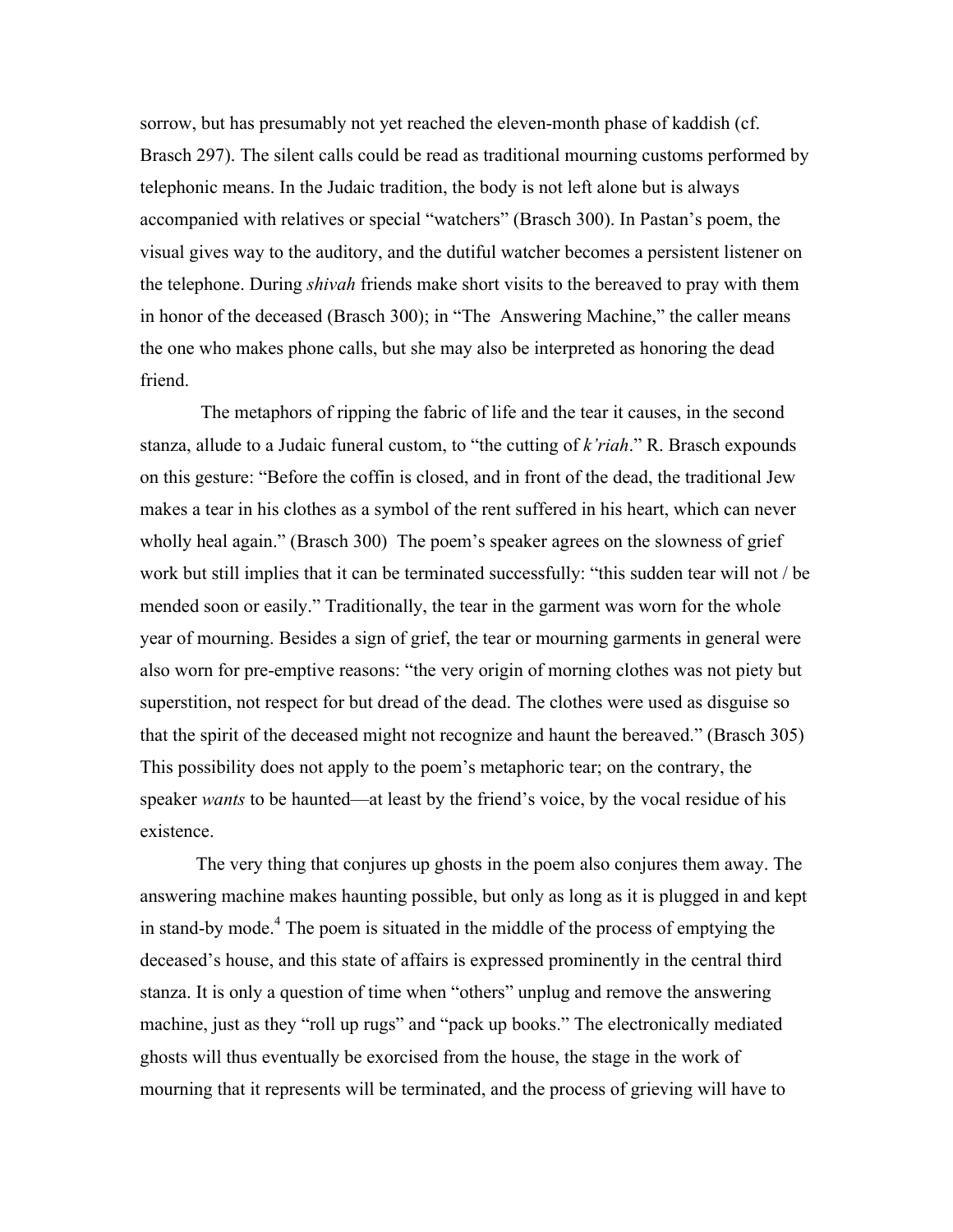sorrow, but has presumably not yet reached the eleven-month phase of kaddish (cf. Brasch 297). The silent calls could be read as traditional mourning customs performed by telephonic means. In the Judaic tradition, the body is not left alone but is always accompanied with relatives or special "watchers" (Brasch 300). In Pastan's poem, the visual gives way to the auditory, and the dutiful watcher becomes a persistent listener on the telephone. During *shivah* friends make short visits to the bereaved to pray with them in honor of the deceased (Brasch 300); in "The Answering Machine," the caller means the one who makes phone calls, but she may also be interpreted as honoring the dead friend.

The metaphors of ripping the fabric of life and the tear it causes, in the second stanza, allude to a Judaic funeral custom, to "the cutting of *k'riah*." R. Brasch expounds on this gesture: "Before the coffin is closed, and in front of the dead, the traditional Jew makes a tear in his clothes as a symbol of the rent suffered in his heart, which can never wholly heal again." (Brasch 300) The poem's speaker agrees on the slowness of grief work but still implies that it can be terminated successfully: "this sudden tear will not / be mended soon or easily." Traditionally, the tear in the garment was worn for the whole year of mourning. Besides a sign of grief, the tear or mourning garments in general were also worn for pre-emptive reasons: "the very origin of morning clothes was not piety but superstition, not respect for but dread of the dead. The clothes were used as disguise so that the spirit of the deceased might not recognize and haunt the bereaved." (Brasch 305) This possibility does not apply to the poem's metaphoric tear; on the contrary, the speaker *wants* to be haunted—at least by the friend's voice, by the vocal residue of his existence.

The very thing that conjures up ghosts in the poem also conjures them away. The answering machine makes haunting possible, but only as long as it is plugged in and kept in stand-by mode.[4] The poem is situated in the middle of the process of emptying the deceased's house, and this state of affairs is expressed prominently in the central third stanza. It is only a question of time when "others" unplug and remove the answering machine, just as they "roll up rugs" and "pack up books." The electronically mediated ghosts will thus eventually be exorcised from the house, the stage in the work of mourning that it represents will be terminated, and the process of grieving will have to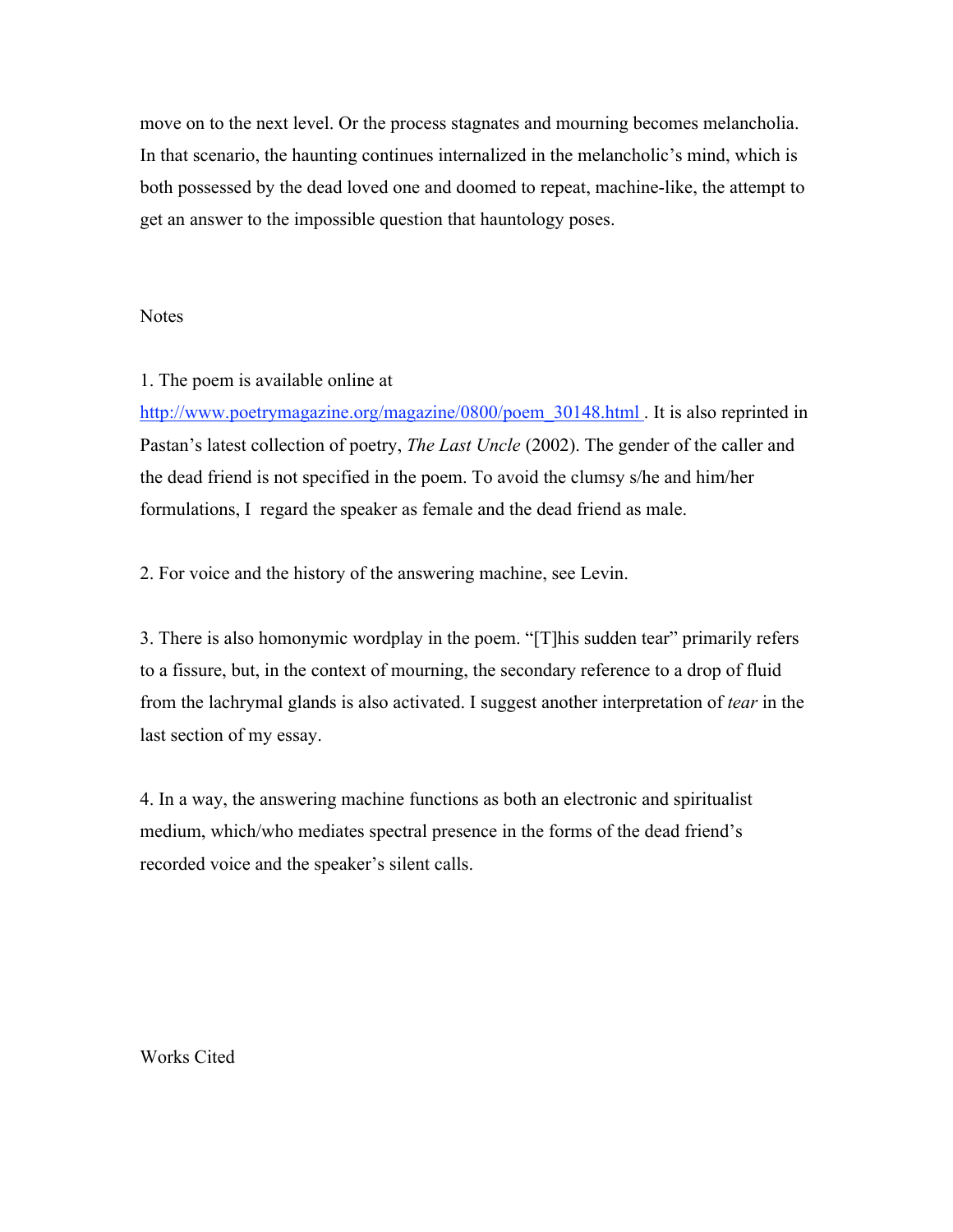move on to the next level. Or the process stagnates and mourning becomes melancholia. In that scenario, the haunting continues internalized in the melancholic's mind, which is both possessed by the dead loved one and doomed to repeat, machine-like, the attempt to get an answer to the impossible question that hauntology poses.

## Notes

1. The poem is available online at http://www.poetrymagazine.org/magazine/0800/poem_30148.html . It is also reprinted in Pastan's latest collection of poetry, *The Last Uncle* (2002). The gender of the caller and the dead friend is not specified in the poem. To avoid the clumsy s/he and him/her formulations, I regard the speaker as female and the dead friend as male.

2. For voice and the history of the answering machine, see Levin.

3. There is also homonymic wordplay in the poem. "[T]his sudden tear" primarily refers to a fissure, but, in the context of mourning, the secondary reference to a drop of fluid from the lachrymal glands is also activated. I suggest another interpretation of *tear* in the last section of my essay.

4. In a way, the answering machine functions as both an electronic and spiritualist medium, which/who mediates spectral presence in the forms of the dead friend's recorded voice and the speaker's silent calls.

## Works Cited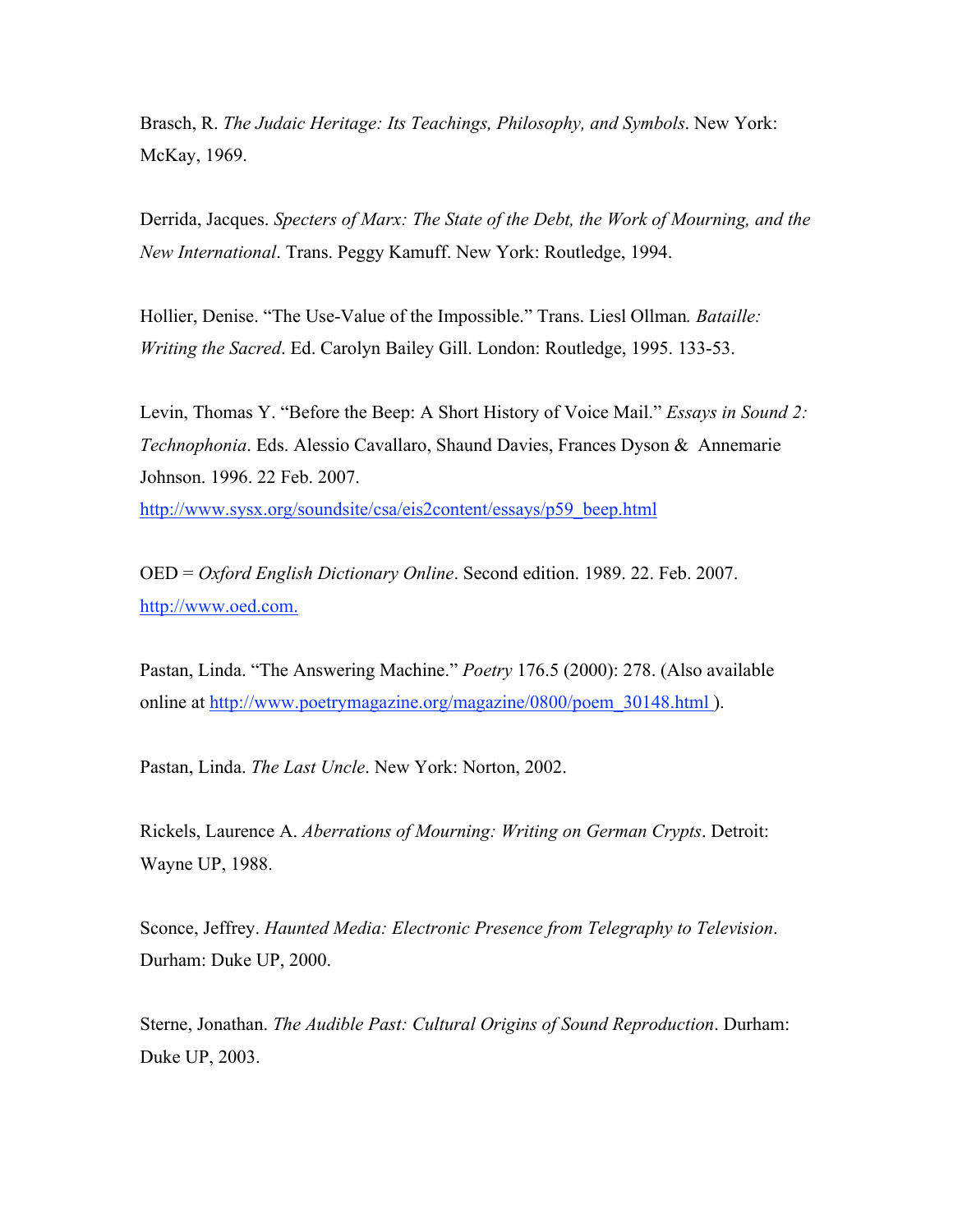Brasch, R. *The Judaic Heritage: Its Teachings, Philosophy, and Symbols*. New York: McKay, 1969.

Derrida, Jacques. *Specters of Marx: The State of the Debt, the Work of Mourning, and the New International*. Trans. Peggy Kamuff. New York: Routledge, 1994.

Hollier, Denise. "The Use-Value of the Impossible." Trans. Liesl Ollman*. Bataille: Writing the Sacred*. Ed. Carolyn Bailey Gill. London: Routledge, 1995. 133-53.

Levin, Thomas Y. "Before the Beep: A Short History of Voice Mail." *Essays in Sound 2: Technophonia*. Eds. Alessio Cavallaro, Shaund Davies, Frances Dyson & Annemarie Johnson. 1996. 22 Feb. 2007.
http://www.sysx.org/soundsite/csa/eis2content/essays/p59_beep.html

OED = *Oxford English Dictionary Online*. Second edition. 1989. 22. Feb. 2007.
http://www.oed.com.

Pastan, Linda. "The Answering Machine." *Poetry* 176.5 (2000): 278. (Also available online at http://www.poetrymagazine.org/magazine/0800/poem_30148.html ).

Pastan, Linda. *The Last Uncle*. New York: Norton, 2002.

Rickels, Laurence A. *Aberrations of Mourning: Writing on German Crypts*. Detroit: Wayne UP, 1988.

Sconce, Jeffrey. *Haunted Media: Electronic Presence from Telegraphy to Television*. Durham: Duke UP, 2000.

Sterne, Jonathan. *The Audible Past: Cultural Origins of Sound Reproduction*. Durham: Duke UP, 2003.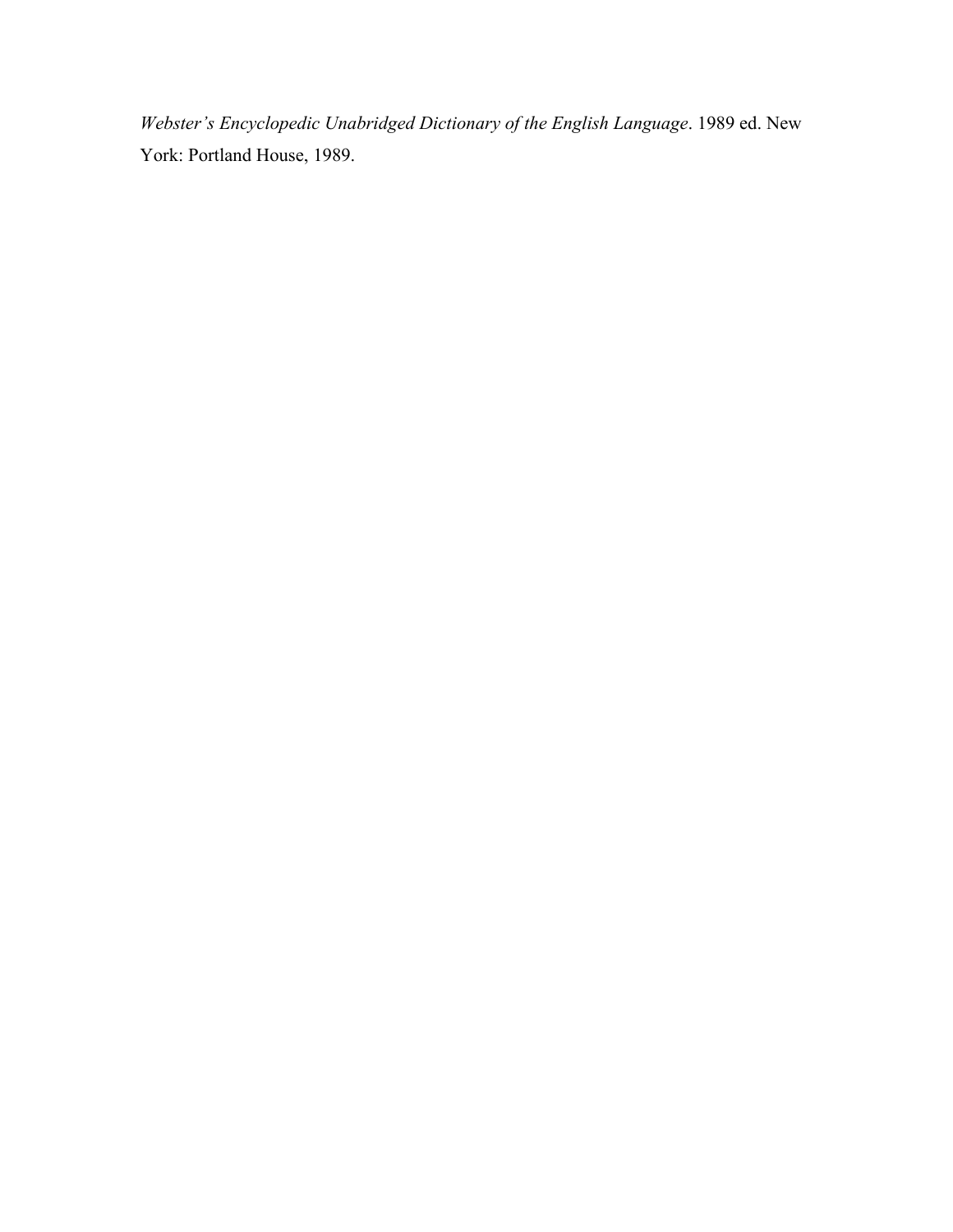*Webster's Encyclopedic Unabridged Dictionary of the English Language*. 1989 ed. New York: Portland House, 1989.